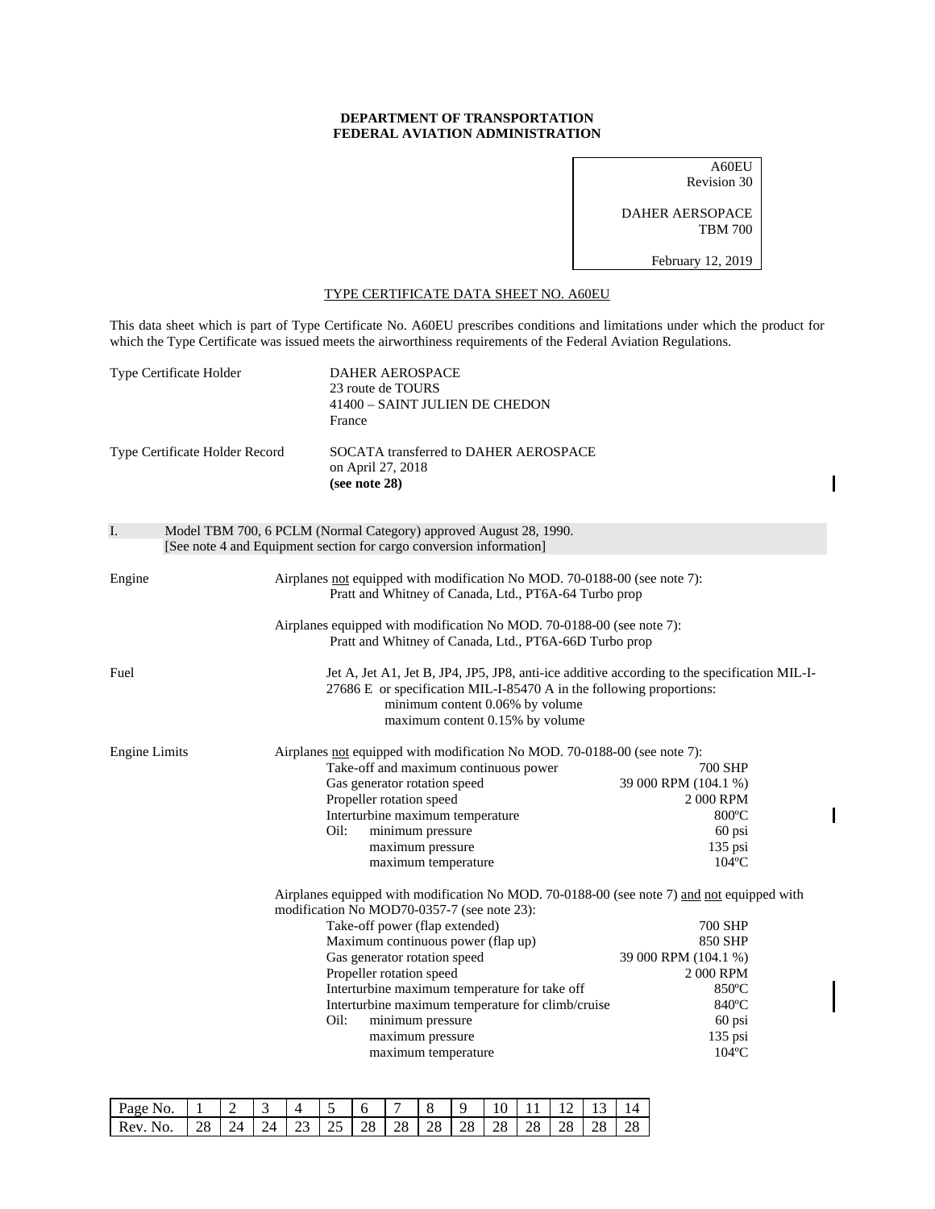**DEPARTMENT OF TRANSPORTATION**
**FEDERAL AVIATION ADMINISTRATION**

A60EU
Revision 30

DAHER AERSOPACE
TBM 700

February 12, 2019

## TYPE CERTIFICATE DATA SHEET NO. A60EU

This data sheet which is part of Type Certificate No. A60EU prescribes conditions and limitations under which the product for which the Type Certificate was issued meets the airworthiness requirements of the Federal Aviation Regulations.

Type Certificate Holder: DAHER AEROSPACE
23 route de TOURS
41400 – SAINT JULIEN DE CHEDON
France

Type Certificate Holder Record: SOCATA transferred to DAHER AEROSPACE on April 27, 2018
**(see note 28)**

### I. Model TBM 700, 6 PCLM (Normal Category) approved August 28, 1990.
[See note 4 and Equipment section for cargo conversion information]

**Engine**

Airplanes not equipped with modification No MOD. 70-0188-00 (see note 7):
Pratt and Whitney of Canada, Ltd., PT6A-64 Turbo prop

Airplanes equipped with modification No MOD. 70-0188-00 (see note 7):
Pratt and Whitney of Canada, Ltd., PT6A-66D Turbo prop

**Fuel**

Jet A, Jet A1, Jet B, JP4, JP5, JP8, anti-ice additive according to the specification MIL-I-27686 E or specification MIL-I-85470 A in the following proportions:
minimum content 0.06% by volume
maximum content 0.15% by volume

**Engine Limits**

Airplanes not equipped with modification No MOD. 70-0188-00 (see note 7):

| | |
|---|---|
| Take-off and maximum continuous power | 700 SHP |
| Gas generator rotation speed | 39 000 RPM (104.1 %) |
| Propeller rotation speed | 2 000 RPM |
| Interturbine maximum temperature | 800ºC |
| Oil: minimum pressure | 60 psi |
| maximum pressure | 135 psi |
| maximum temperature | 104ºC |

Airplanes equipped with modification No MOD. 70-0188-00 (see note 7) and not equipped with modification No MOD70-0357-7 (see note 23):

| | |
|---|---|
| Take-off power (flap extended) | 700 SHP |
| Maximum continuous power (flap up) | 850 SHP |
| Gas generator rotation speed | 39 000 RPM (104.1 %) |
| Propeller rotation speed | 2 000 RPM |
| Interturbine maximum temperature for take off | 850ºC |
| Interturbine maximum temperature for climb/cruise | 840ºC |
| Oil: minimum pressure | 60 psi |
| maximum pressure | 135 psi |
| maximum temperature | 104ºC |

| Page No. | 1 | 2 | 3 | 4 | 5 | 6 | 7 | 8 | 9 | 10 | 11 | 12 | 13 | 14 |
|---|---|---|---|---|---|---|---|---|---|---|---|---|---|---|
| Rev. No. | 28 | 24 | 24 | 23 | 25 | 28 | 28 | 28 | 28 | 28 | 28 | 28 | 28 | 28 |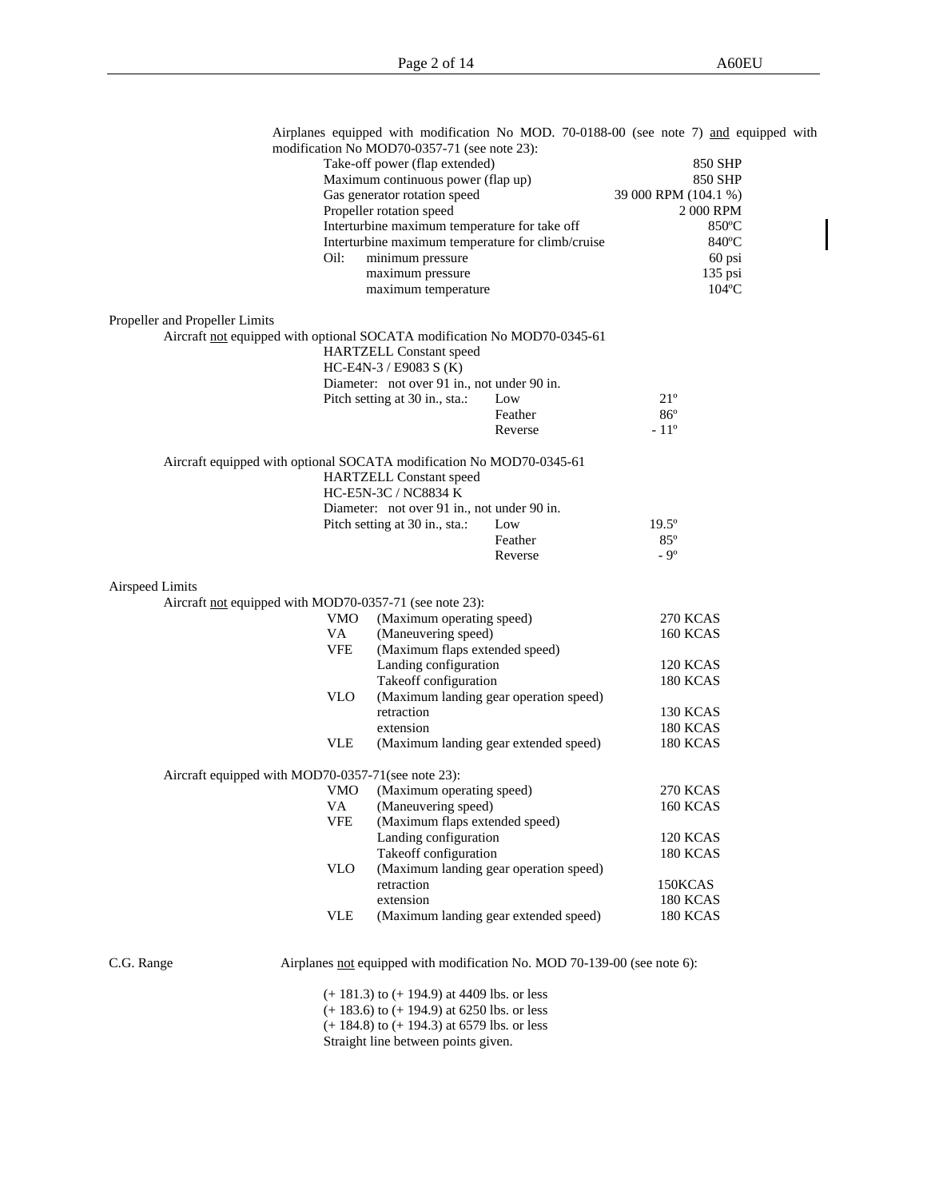Airplanes equipped with modification No MOD. 70-0188-00 (see note 7) and equipped with modification No MOD70-0357-71 (see note 23):

| | |
|---|---|
| Take-off power (flap extended) | 850 SHP |
| Maximum continuous power (flap up) | 850 SHP |
| Gas generator rotation speed | 39 000 RPM (104.1 %) |
| Propeller rotation speed | 2 000 RPM |
| Interturbine maximum temperature for take off | 850ºC |
| Interturbine maximum temperature for climb/cruise | 840ºC |
| Oil: minimum pressure | 60 psi |
| maximum pressure | 135 psi |
| maximum temperature | 104ºC |

Propeller and Propeller Limits

Aircraft not equipped with optional SOCATA modification No MOD70-0345-61

HARTZELL Constant speed
HC-E4N-3 / E9083 S (K)
Diameter: not over 91 in., not under 90 in.

| Pitch setting at 30 in., sta.: | | |
|---|---|---|
| | Low | 21º |
| | Feather | 86º |
| | Reverse | - 11º |

Aircraft equipped with optional SOCATA modification No MOD70-0345-61

HARTZELL Constant speed
HC-E5N-3C / NC8834 K
Diameter: not over 91 in., not under 90 in.

| Pitch setting at 30 in., sta.: | | |
|---|---|---|
| | Low | 19.5º |
| | Feather | 85º |
| | Reverse | - 9º |

Airspeed Limits

Aircraft not equipped with MOD70-0357-71 (see note 23):

| | | |
|---|---|---|
| VMO | (Maximum operating speed) | 270 KCAS |
| VA | (Maneuvering speed) | 160 KCAS |
| VFE | (Maximum flaps extended speed) | |
| | Landing configuration | 120 KCAS |
| | Takeoff configuration | 180 KCAS |
| VLO | (Maximum landing gear operation speed) | |
| | retraction | 130 KCAS |
| | extension | 180 KCAS |
| VLE | (Maximum landing gear extended speed) | 180 KCAS |

Aircraft equipped with MOD70-0357-71(see note 23):

| | | |
|---|---|---|
| VMO | (Maximum operating speed) | 270 KCAS |
| VA | (Maneuvering speed) | 160 KCAS |
| VFE | (Maximum flaps extended speed) | |
| | Landing configuration | 120 KCAS |
| | Takeoff configuration | 180 KCAS |
| VLO | (Maximum landing gear operation speed) | |
| | retraction | 150KCAS |
| | extension | 180 KCAS |
| VLE | (Maximum landing gear extended speed) | 180 KCAS |

C.G. Range

Airplanes not equipped with modification No. MOD 70-139-00 (see note 6):

(+ 181.3) to (+ 194.9) at 4409 lbs. or less
(+ 183.6) to (+ 194.9) at 6250 lbs. or less
(+ 184.8) to (+ 194.3) at 6579 lbs. or less
Straight line between points given.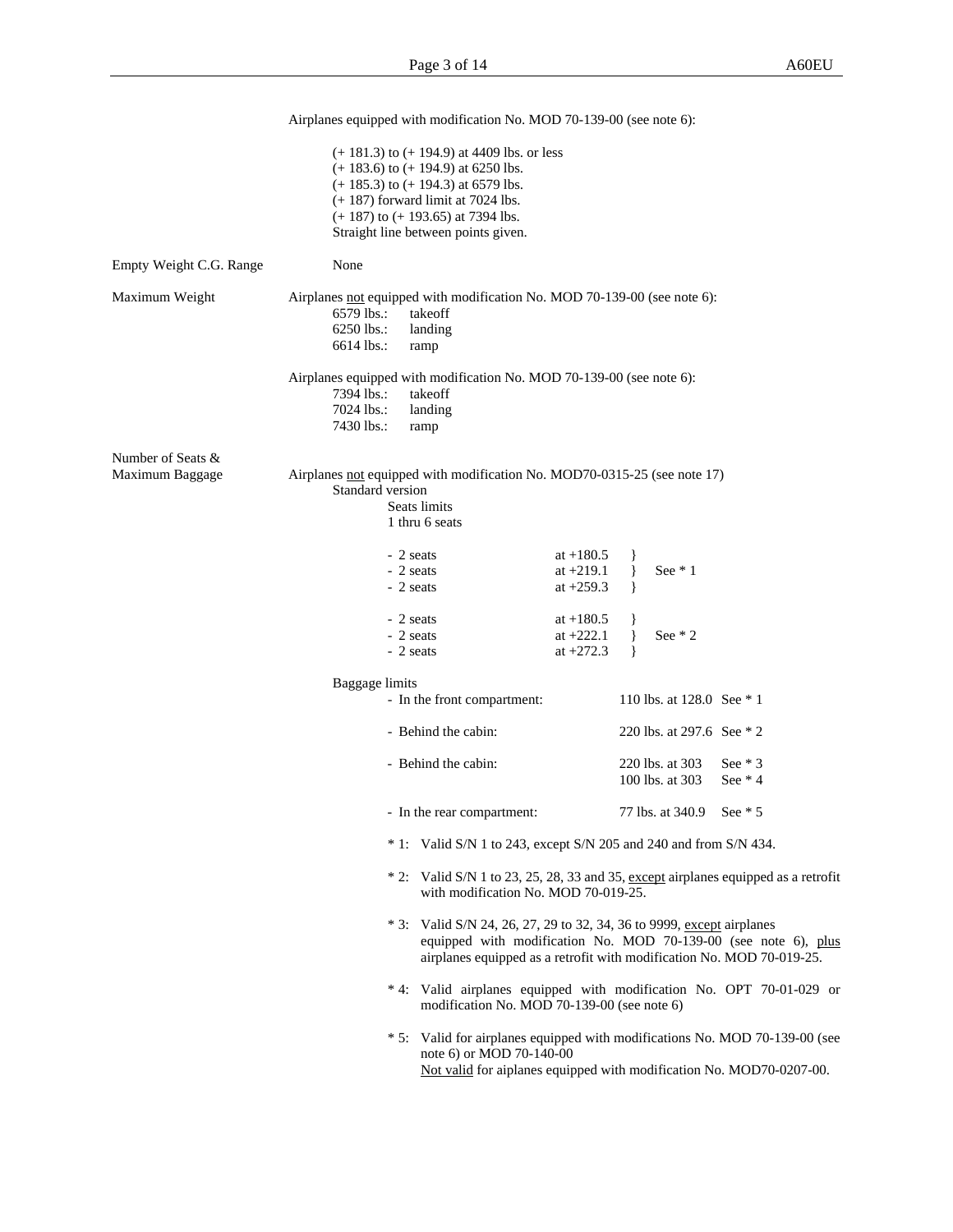Airplanes equipped with modification No. MOD 70-139-00 (see note 6):

(+ 181.3) to (+ 194.9) at 4409 lbs. or less
(+ 183.6) to (+ 194.9) at 6250 lbs.
(+ 185.3) to (+ 194.3) at 6579 lbs.
(+ 187) forward limit at 7024 lbs.
(+ 187) to (+ 193.65) at 7394 lbs.
Straight line between points given.

**Empty Weight C.G. Range**

None

**Maximum Weight**

Airplanes not equipped with modification No. MOD 70-139-00 (see note 6):

| | |
|---|---|
| 6579 lbs.: | takeoff |
| 6250 lbs.: | landing |
| 6614 lbs.: | ramp |

Airplanes equipped with modification No. MOD 70-139-00 (see note 6):

| | |
|---|---|
| 7394 lbs.: | takeoff |
| 7024 lbs.: | landing |
| 7430 lbs.: | ramp |

**Number of Seats & Maximum Baggage**

Airplanes not equipped with modification No. MOD70-0315-25 (see note 17)

Standard version

Seats limits
1 thru 6 seats

| | | |
|---|---|---|
| - 2 seats | at +180.5 | See * 1 |
| - 2 seats | at +219.1 | See * 1 |
| - 2 seats | at +259.3 | See * 1 |
| - 2 seats | at +180.5 | See * 2 |
| - 2 seats | at +222.1 | See * 2 |
| - 2 seats | at +272.3 | See * 2 |

Baggage limits

| | | |
|---|---|---|
| - In the front compartment: | 110 lbs. at 128.0 | See * 1 |
| - Behind the cabin: | 220 lbs. at 297.6 | See * 2 |
| - Behind the cabin: | 220 lbs. at 303 | See * 3 |
| | 100 lbs. at 303 | See * 4 |
| - In the rear compartment: | 77 lbs. at 340.9 | See * 5 |

* 1: Valid S/N 1 to 243, except S/N 205 and 240 and from S/N 434.

* 2: Valid S/N 1 to 23, 25, 28, 33 and 35, except airplanes equipped as a retrofit with modification No. MOD 70-019-25.

* 3: Valid S/N 24, 26, 27, 29 to 32, 34, 36 to 9999, except airplanes equipped with modification No. MOD 70-139-00 (see note 6), plus airplanes equipped as a retrofit with modification No. MOD 70-019-25.

* 4: Valid airplanes equipped with modification No. OPT 70-01-029 or modification No. MOD 70-139-00 (see note 6)

* 5: Valid for airplanes equipped with modifications No. MOD 70-139-00 (see note 6) or MOD 70-140-00
Not valid for aiplanes equipped with modification No. MOD70-0207-00.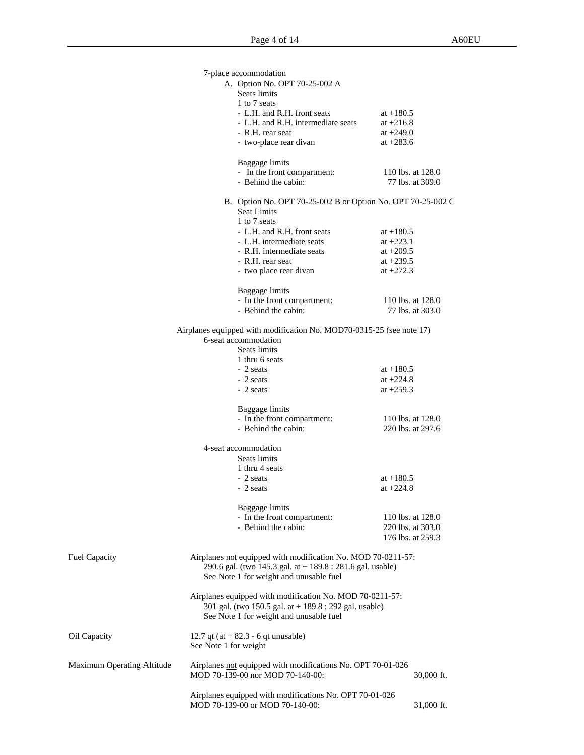7-place accommodation

A. Option No. OPT 70-25-002 A

Seats limits

1 to 7 seats

- L.H. and R.H. front seats at +180.5
- L.H. and R.H. intermediate seats at +216.8
- R.H. rear seat at +249.0
- two-place rear divan at +283.6

Baggage limits

- In the front compartment: 110 lbs. at 128.0
- Behind the cabin: 77 lbs. at 309.0

B. Option No. OPT 70-25-002 B or Option No. OPT 70-25-002 C

Seat Limits

1 to 7 seats

- L.H. and R.H. front seats at +180.5
- L.H. intermediate seats at +223.1
- R.H. intermediate seats at +209.5
- R.H. rear seat at +239.5
- two place rear divan at +272.3

Baggage limits

- In the front compartment: 110 lbs. at 128.0
- Behind the cabin: 77 lbs. at 303.0

Airplanes equipped with modification No. MOD70-0315-25 (see note 17)

6-seat accommodation

Seats limits

1 thru 6 seats

- 2 seats at +180.5
- 2 seats at +224.8
- 2 seats at +259.3

Baggage limits

- In the front compartment: 110 lbs. at 128.0
- Behind the cabin: 220 lbs. at 297.6

4-seat accommodation

Seats limits

1 thru 4 seats

- 2 seats at +180.5
- 2 seats at +224.8

Baggage limits

- In the front compartment: 110 lbs. at 128.0
- Behind the cabin: 220 lbs. at 303.0
  176 lbs. at 259.3

**Fuel Capacity**

Airplanes not equipped with modification No. MOD 70-0211-57:
290.6 gal. (two 145.3 gal. at + 189.8 : 281.6 gal. usable)
See Note 1 for weight and unusable fuel

Airplanes equipped with modification No. MOD 70-0211-57:
301 gal. (two 150.5 gal. at + 189.8 : 292 gal. usable)
See Note 1 for weight and unusable fuel

**Oil Capacity**

12.7 qt (at + 82.3 - 6 qt unusable)
See Note 1 for weight

**Maximum Operating Altitude**

Airplanes not equipped with modifications No. OPT 70-01-026 MOD 70-139-00 nor MOD 70-140-00: 30,000 ft.

Airplanes equipped with modifications No. OPT 70-01-026 MOD 70-139-00 or MOD 70-140-00: 31,000 ft.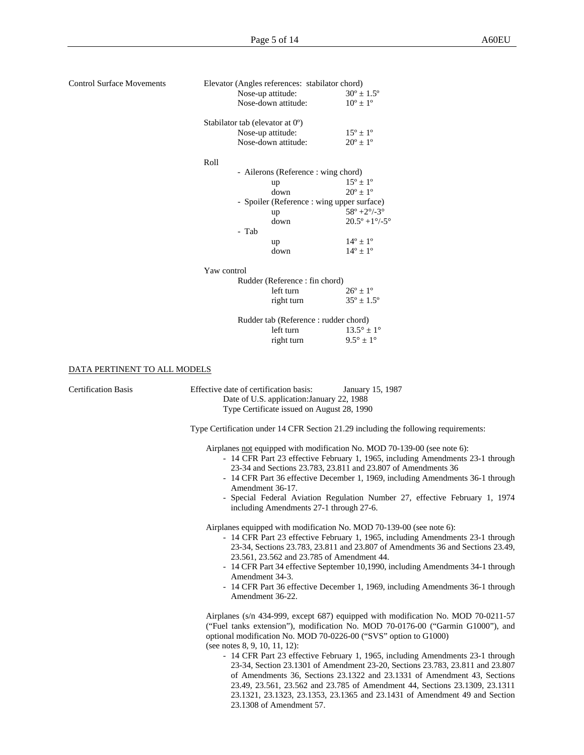**Control Surface Movements**

Elevator (Angles references: stabilator chord)

| | |
|---|---|
| Nose-up attitude: | 30º ± 1.5º |
| Nose-down attitude: | 10º ± 1º |

Stabilator tab (elevator at 0º)

| | |
|---|---|
| Nose-up attitude: | 15º ± 1º |
| Nose-down attitude: | 20º ± 1º |

Roll

- Ailerons (Reference : wing chord)

| | |
|---|---|
| up | 15º ± 1º |
| down | 20º ± 1º |

- Spoiler (Reference : wing upper surface)

| | |
|---|---|
| up | 58º +2°/-3° |
| down | 20.5º +1°/-5° |

- Tab

| | |
|---|---|
| up | 14º ± 1º |
| down | 14º ± 1º |

Yaw control

Rudder (Reference : fin chord)

| | |
|---|---|
| left turn | 26º ± 1º |
| right turn | 35º ± 1.5º |

Rudder tab (Reference : rudder chord)

| | |
|---|---|
| left turn | 13.5° ± 1° |
| right turn | 9.5° ± 1° |

## DATA PERTINENT TO ALL MODELS

**Certification Basis**

Effective date of certification basis: January 15, 1987
Date of U.S. application: January 22, 1988
Type Certificate issued on August 28, 1990

Type Certification under 14 CFR Section 21.29 including the following requirements:

Airplanes not equipped with modification No. MOD 70-139-00 (see note 6):

- 14 CFR Part 23 effective February 1, 1965, including Amendments 23-1 through 23-34 and Sections 23.783, 23.811 and 23.807 of Amendments 36
- 14 CFR Part 36 effective December 1, 1969, including Amendments 36-1 through Amendment 36-17.
- Special Federal Aviation Regulation Number 27, effective February 1, 1974 including Amendments 27-1 through 27-6.

Airplanes equipped with modification No. MOD 70-139-00 (see note 6):

- 14 CFR Part 23 effective February 1, 1965, including Amendments 23-1 through 23-34, Sections 23.783, 23.811 and 23.807 of Amendments 36 and Sections 23.49, 23.561, 23.562 and 23.785 of Amendment 44.
- 14 CFR Part 34 effective September 10,1990, including Amendments 34-1 through Amendment 34-3.
- 14 CFR Part 36 effective December 1, 1969, including Amendments 36-1 through Amendment 36-22.

Airplanes (s/n 434-999, except 687) equipped with modification No. MOD 70-0211-57 ("Fuel tanks extension"), modification No. MOD 70-0176-00 ("Garmin G1000"), and optional modification No. MOD 70-0226-00 ("SVS" option to G1000)
(see notes 8, 9, 10, 11, 12):

- 14 CFR Part 23 effective February 1, 1965, including Amendments 23-1 through 23-34, Section 23.1301 of Amendment 23-20, Sections 23.783, 23.811 and 23.807 of Amendments 36, Sections 23.1322 and 23.1331 of Amendment 43, Sections 23.49, 23.561, 23.562 and 23.785 of Amendment 44, Sections 23.1309, 23.1311 23.1321, 23.1323, 23.1353, 23.1365 and 23.1431 of Amendment 49 and Section 23.1308 of Amendment 57.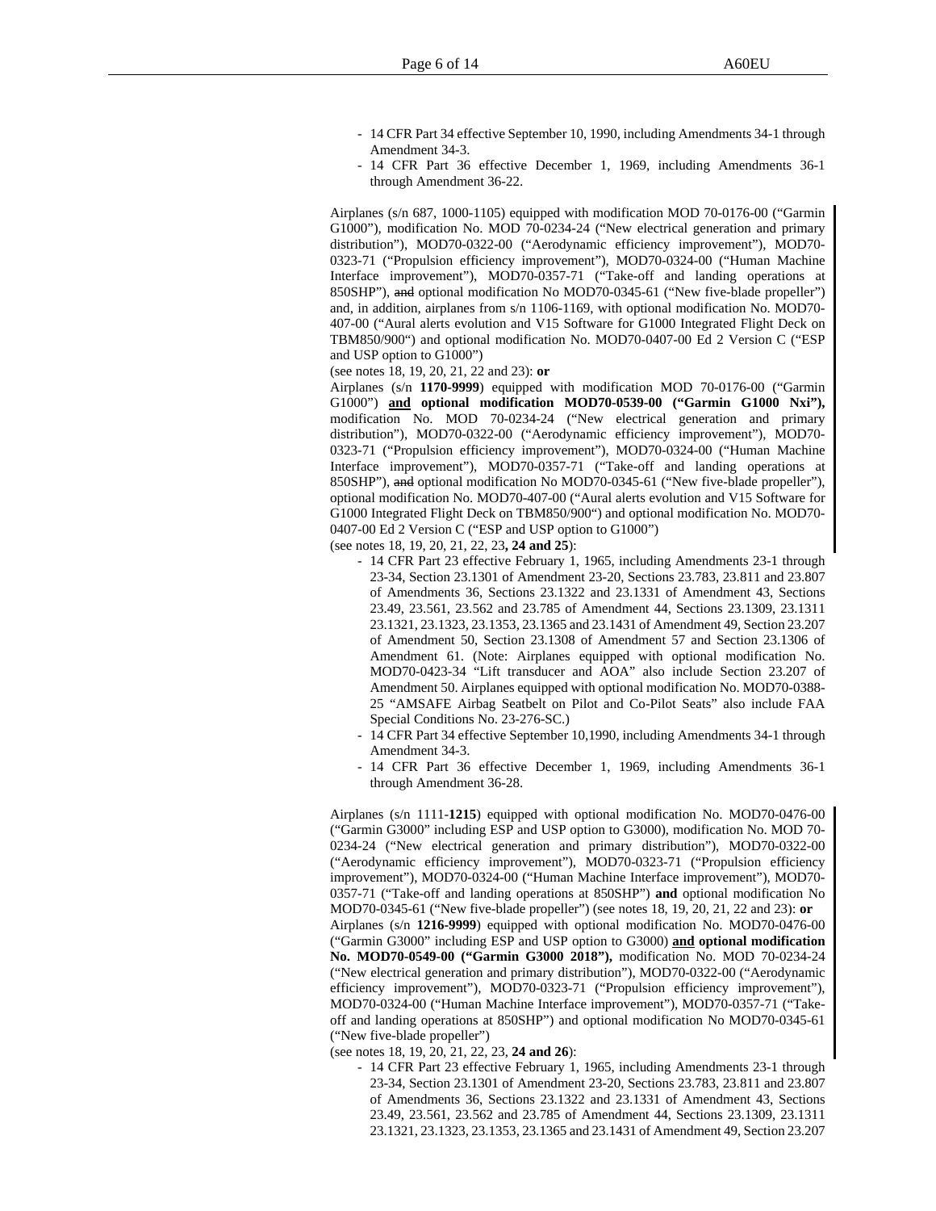- 14 CFR Part 34 effective September 10, 1990, including Amendments 34-1 through Amendment 34-3.
- 14 CFR Part 36 effective December 1, 1969, including Amendments 36-1 through Amendment 36-22.

Airplanes (s/n 687, 1000-1105) equipped with modification MOD 70-0176-00 ("Garmin G1000"), modification No. MOD 70-0234-24 ("New electrical generation and primary distribution"), MOD70-0322-00 ("Aerodynamic efficiency improvement"), MOD70-0323-71 ("Propulsion efficiency improvement"), MOD70-0324-00 ("Human Machine Interface improvement"), MOD70-0357-71 ("Take-off and landing operations at 850SHP"), ~~and~~ optional modification No MOD70-0345-61 ("New five-blade propeller") and, in addition, airplanes from s/n 1106-1169, with optional modification No. MOD70-407-00 ("Aural alerts evolution and V15 Software for G1000 Integrated Flight Deck on TBM850/900") and optional modification No. MOD70-0407-00 Ed 2 Version C ("ESP and USP option to G1000")
(see notes 18, 19, 20, 21, 22 and 23): **or**
Airplanes (s/n **1170-9999**) equipped with modification MOD 70-0176-00 ("Garmin G1000") **and optional modification MOD70-0539-00 ("Garmin G1000 Nxi"),** modification No. MOD 70-0234-24 ("New electrical generation and primary distribution"), MOD70-0322-00 ("Aerodynamic efficiency improvement"), MOD70-0323-71 ("Propulsion efficiency improvement"), MOD70-0324-00 ("Human Machine Interface improvement"), MOD70-0357-71 ("Take-off and landing operations at 850SHP"), ~~and~~ optional modification No MOD70-0345-61 ("New five-blade propeller"), optional modification No. MOD70-407-00 ("Aural alerts evolution and V15 Software for G1000 Integrated Flight Deck on TBM850/900") and optional modification No. MOD70-0407-00 Ed 2 Version C ("ESP and USP option to G1000")
(see notes 18, 19, 20, 21, 22, 23**, 24 and 25**):

- 14 CFR Part 23 effective February 1, 1965, including Amendments 23-1 through 23-34, Section 23.1301 of Amendment 23-20, Sections 23.783, 23.811 and 23.807 of Amendments 36, Sections 23.1322 and 23.1331 of Amendment 43, Sections 23.49, 23.561, 23.562 and 23.785 of Amendment 44, Sections 23.1309, 23.1311 23.1321, 23.1323, 23.1353, 23.1365 and 23.1431 of Amendment 49, Section 23.207 of Amendment 50, Section 23.1308 of Amendment 57 and Section 23.1306 of Amendment 61. (Note: Airplanes equipped with optional modification No. MOD70-0423-34 "Lift transducer and AOA" also include Section 23.207 of Amendment 50. Airplanes equipped with optional modification No. MOD70-0388-25 "AMSAFE Airbag Seatbelt on Pilot and Co-Pilot Seats" also include FAA Special Conditions No. 23-276-SC.)
- 14 CFR Part 34 effective September 10,1990, including Amendments 34-1 through Amendment 34-3.
- 14 CFR Part 36 effective December 1, 1969, including Amendments 36-1 through Amendment 36-28.

Airplanes (s/n 1111-**1215**) equipped with optional modification No. MOD70-0476-00 ("Garmin G3000" including ESP and USP option to G3000), modification No. MOD 70-0234-24 ("New electrical generation and primary distribution"), MOD70-0322-00 ("Aerodynamic efficiency improvement"), MOD70-0323-71 ("Propulsion efficiency improvement"), MOD70-0324-00 ("Human Machine Interface improvement"), MOD70-0357-71 ("Take-off and landing operations at 850SHP") **and** optional modification No MOD70-0345-61 ("New five-blade propeller") (see notes 18, 19, 20, 21, 22 and 23): **or**
Airplanes (s/n **1216-9999**) equipped with optional modification No. MOD70-0476-00 ("Garmin G3000" including ESP and USP option to G3000) **and optional modification No. MOD70-0549-00 ("Garmin G3000 2018"),** modification No. MOD 70-0234-24 ("New electrical generation and primary distribution"), MOD70-0322-00 ("Aerodynamic efficiency improvement"), MOD70-0323-71 ("Propulsion efficiency improvement"), MOD70-0324-00 ("Human Machine Interface improvement"), MOD70-0357-71 ("Take-off and landing operations at 850SHP") and optional modification No MOD70-0345-61 ("New five-blade propeller")
(see notes 18, 19, 20, 21, 22, 23, **24 and 26**):

- 14 CFR Part 23 effective February 1, 1965, including Amendments 23-1 through 23-34, Section 23.1301 of Amendment 23-20, Sections 23.783, 23.811 and 23.807 of Amendments 36, Sections 23.1322 and 23.1331 of Amendment 43, Sections 23.49, 23.561, 23.562 and 23.785 of Amendment 44, Sections 23.1309, 23.1311 23.1321, 23.1323, 23.1353, 23.1365 and 23.1431 of Amendment 49, Section 23.207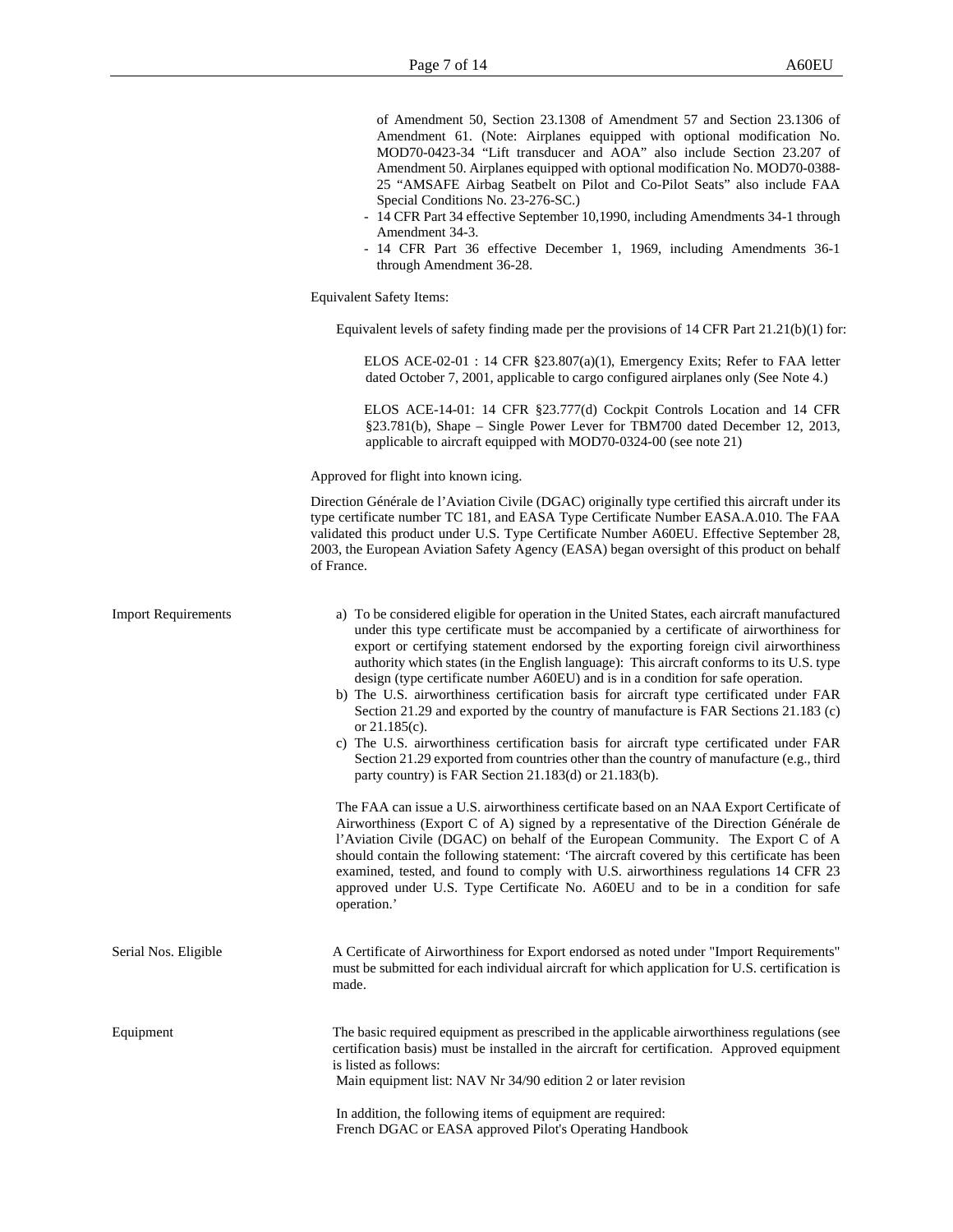of Amendment 50, Section 23.1308 of Amendment 57 and Section 23.1306 of Amendment 61. (Note: Airplanes equipped with optional modification No. MOD70-0423-34 "Lift transducer and AOA" also include Section 23.207 of Amendment 50. Airplanes equipped with optional modification No. MOD70-0388-25 "AMSAFE Airbag Seatbelt on Pilot and Co-Pilot Seats" also include FAA Special Conditions No. 23-276-SC.)

- 14 CFR Part 34 effective September 10,1990, including Amendments 34-1 through Amendment 34-3.
- 14 CFR Part 36 effective December 1, 1969, including Amendments 36-1 through Amendment 36-28.

Equivalent Safety Items:

Equivalent levels of safety finding made per the provisions of 14 CFR Part 21.21(b)(1) for:

ELOS ACE-02-01 : 14 CFR §23.807(a)(1), Emergency Exits; Refer to FAA letter dated October 7, 2001, applicable to cargo configured airplanes only (See Note 4.)

ELOS ACE-14-01: 14 CFR §23.777(d) Cockpit Controls Location and 14 CFR §23.781(b), Shape – Single Power Lever for TBM700 dated December 12, 2013, applicable to aircraft equipped with MOD70-0324-00 (see note 21)

Approved for flight into known icing.

Direction Générale de l'Aviation Civile (DGAC) originally type certified this aircraft under its type certificate number TC 181, and EASA Type Certificate Number EASA.A.010. The FAA validated this product under U.S. Type Certificate Number A60EU. Effective September 28, 2003, the European Aviation Safety Agency (EASA) began oversight of this product on behalf of France.

**Import Requirements**

a) To be considered eligible for operation in the United States, each aircraft manufactured under this type certificate must be accompanied by a certificate of airworthiness for export or certifying statement endorsed by the exporting foreign civil airworthiness authority which states (in the English language): This aircraft conforms to its U.S. type design (type certificate number A60EU) and is in a condition for safe operation.

b) The U.S. airworthiness certification basis for aircraft type certificated under FAR Section 21.29 and exported by the country of manufacture is FAR Sections 21.183 (c) or 21.185(c).

c) The U.S. airworthiness certification basis for aircraft type certificated under FAR Section 21.29 exported from countries other than the country of manufacture (e.g., third party country) is FAR Section 21.183(d) or 21.183(b).

The FAA can issue a U.S. airworthiness certificate based on an NAA Export Certificate of Airworthiness (Export C of A) signed by a representative of the Direction Générale de l'Aviation Civile (DGAC) on behalf of the European Community. The Export C of A should contain the following statement: 'The aircraft covered by this certificate has been examined, tested, and found to comply with U.S. airworthiness regulations 14 CFR 23 approved under U.S. Type Certificate No. A60EU and to be in a condition for safe operation.'

**Serial Nos. Eligible**

A Certificate of Airworthiness for Export endorsed as noted under "Import Requirements" must be submitted for each individual aircraft for which application for U.S. certification is made.

**Equipment**

The basic required equipment as prescribed in the applicable airworthiness regulations (see certification basis) must be installed in the aircraft for certification. Approved equipment is listed as follows:
Main equipment list: NAV Nr 34/90 edition 2 or later revision

In addition, the following items of equipment are required:
French DGAC or EASA approved Pilot's Operating Handbook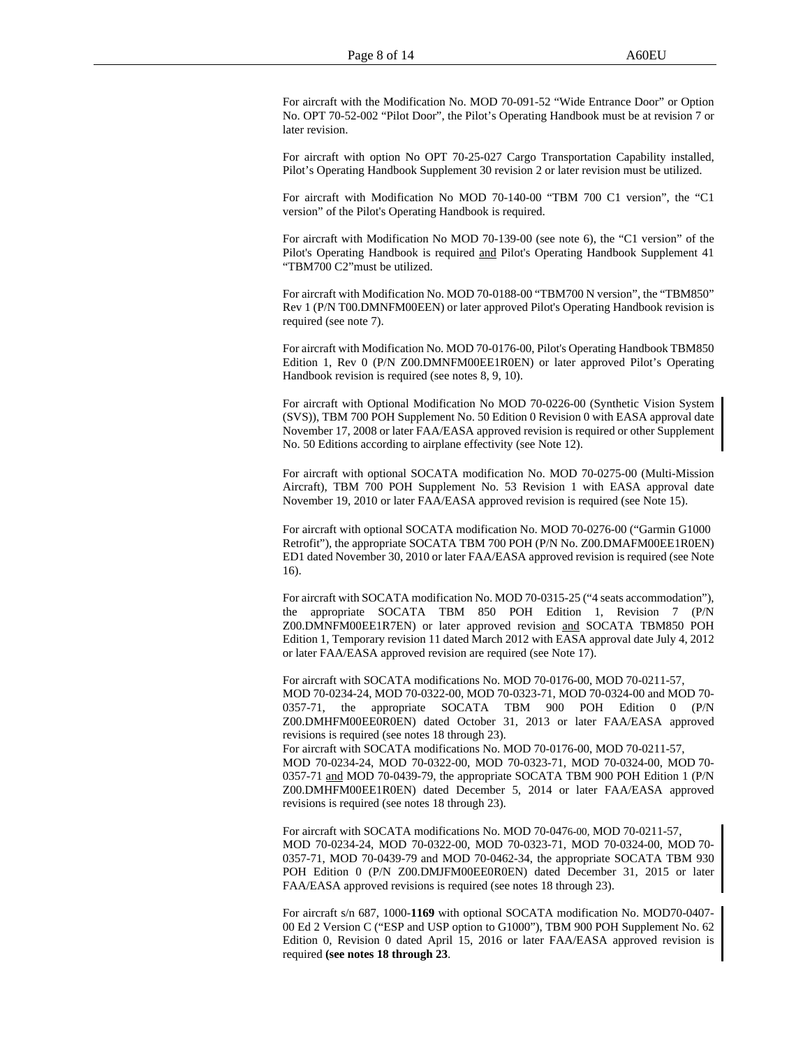For aircraft with the Modification No. MOD 70-091-52 "Wide Entrance Door" or Option No. OPT 70-52-002 "Pilot Door", the Pilot's Operating Handbook must be at revision 7 or later revision.

For aircraft with option No OPT 70-25-027 Cargo Transportation Capability installed, Pilot's Operating Handbook Supplement 30 revision 2 or later revision must be utilized.

For aircraft with Modification No MOD 70-140-00 "TBM 700 C1 version", the "C1 version" of the Pilot's Operating Handbook is required.

For aircraft with Modification No MOD 70-139-00 (see note 6), the "C1 version" of the Pilot's Operating Handbook is required and Pilot's Operating Handbook Supplement 41 "TBM700 C2"must be utilized.

For aircraft with Modification No. MOD 70-0188-00 "TBM700 N version", the "TBM850" Rev 1 (P/N T00.DMNFM00EEN) or later approved Pilot's Operating Handbook revision is required (see note 7).

For aircraft with Modification No. MOD 70-0176-00, Pilot's Operating Handbook TBM850 Edition 1, Rev 0 (P/N Z00.DMNFM00EE1R0EN) or later approved Pilot's Operating Handbook revision is required (see notes 8, 9, 10).

For aircraft with Optional Modification No MOD 70-0226-00 (Synthetic Vision System (SVS)), TBM 700 POH Supplement No. 50 Edition 0 Revision 0 with EASA approval date November 17, 2008 or later FAA/EASA approved revision is required or other Supplement No. 50 Editions according to airplane effectivity (see Note 12).

For aircraft with optional SOCATA modification No. MOD 70-0275-00 (Multi-Mission Aircraft), TBM 700 POH Supplement No. 53 Revision 1 with EASA approval date November 19, 2010 or later FAA/EASA approved revision is required (see Note 15).

For aircraft with optional SOCATA modification No. MOD 70-0276-00 ("Garmin G1000 Retrofit"), the appropriate SOCATA TBM 700 POH (P/N No. Z00.DMAFM00EE1R0EN) ED1 dated November 30, 2010 or later FAA/EASA approved revision is required (see Note 16).

For aircraft with SOCATA modification No. MOD 70-0315-25 ("4 seats accommodation"), the appropriate SOCATA TBM 850 POH Edition 1, Revision 7 (P/N Z00.DMNFM00EE1R7EN) or later approved revision and SOCATA TBM850 POH Edition 1, Temporary revision 11 dated March 2012 with EASA approval date July 4, 2012 or later FAA/EASA approved revision are required (see Note 17).

For aircraft with SOCATA modifications No. MOD 70-0176-00, MOD 70-0211-57, MOD 70-0234-24, MOD 70-0322-00, MOD 70-0323-71, MOD 70-0324-00 and MOD 70-0357-71, the appropriate SOCATA TBM 900 POH Edition 0 (P/N Z00.DMHFM00EE0R0EN) dated October 31, 2013 or later FAA/EASA approved revisions is required (see notes 18 through 23).
For aircraft with SOCATA modifications No. MOD 70-0176-00, MOD 70-0211-57, MOD 70-0234-24, MOD 70-0322-00, MOD 70-0323-71, MOD 70-0324-00, MOD 70-0357-71 and MOD 70-0439-79, the appropriate SOCATA TBM 900 POH Edition 1 (P/N Z00.DMHFM00EE1R0EN) dated December 5, 2014 or later FAA/EASA approved revisions is required (see notes 18 through 23).

For aircraft with SOCATA modifications No. MOD 70-0476-00, MOD 70-0211-57, MOD 70-0234-24, MOD 70-0322-00, MOD 70-0323-71, MOD 70-0324-00, MOD 70-0357-71, MOD 70-0439-79 and MOD 70-0462-34, the appropriate SOCATA TBM 930 POH Edition 0 (P/N Z00.DMJFM00EE0R0EN) dated December 31, 2015 or later FAA/EASA approved revisions is required (see notes 18 through 23).

For aircraft s/n 687, 1000-**1169** with optional SOCATA modification No. MOD70-0407-00 Ed 2 Version C ("ESP and USP option to G1000"), TBM 900 POH Supplement No. 62 Edition 0, Revision 0 dated April 15, 2016 or later FAA/EASA approved revision is required **(see notes 18 through 23**.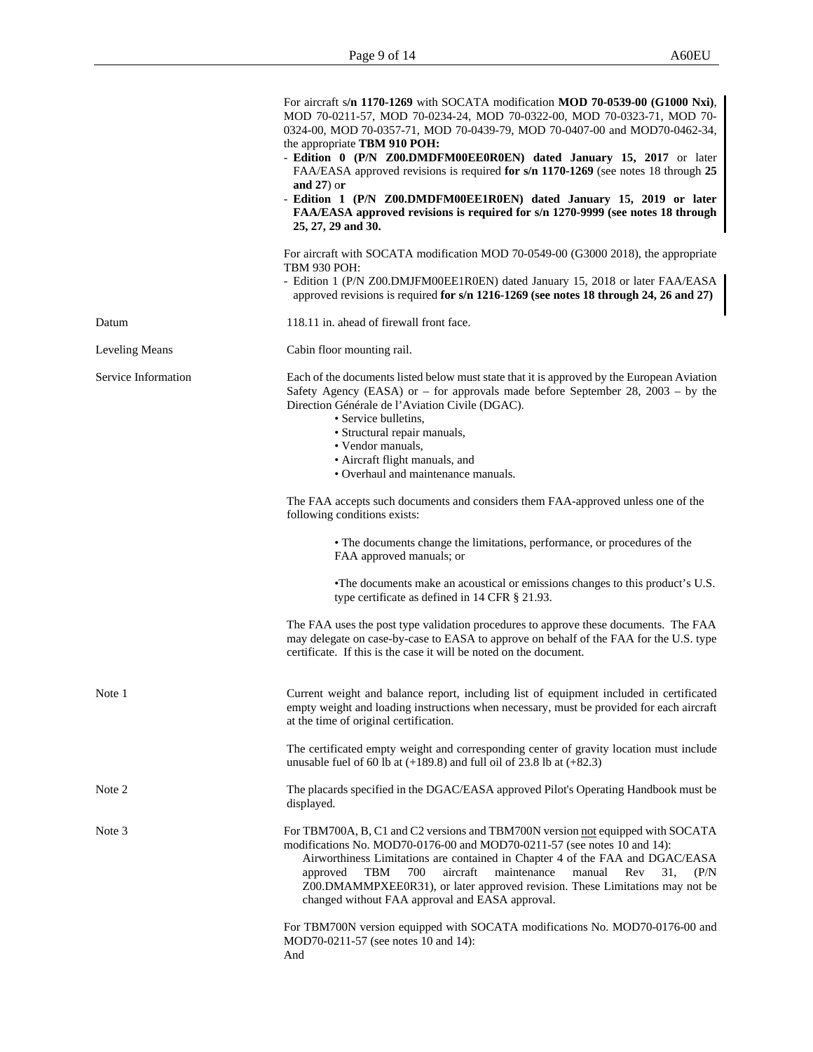For aircraft s/**n 1170-1269** with SOCATA modification **MOD 70-0539-00 (G1000 Nxi)**, MOD 70-0211-57, MOD 70-0234-24, MOD 70-0322-00, MOD 70-0323-71, MOD 70-0324-00, MOD 70-0357-71, MOD 70-0439-79, MOD 70-0407-00 and MOD70-0462-34, the appropriate **TBM 910 POH:**

- **Edition 0 (P/N Z00.DMDFM00EE0R0EN) dated January 15, 2017** or later FAA/EASA approved revisions is required **for s/n 1170-1269** (see notes 18 through **25 and 27**) o**r**
- **Edition 1 (P/N Z00.DMDFM00EE1R0EN) dated January 15, 2019 or later FAA/EASA approved revisions is required for s/n 1270-9999 (see notes 18 through 25, 27, 29 and 30.**

For aircraft with SOCATA modification MOD 70-0549-00 (G3000 2018), the appropriate TBM 930 POH:

- Edition 1 (P/N Z00.DMJFM00EE1R0EN) dated January 15, 2018 or later FAA/EASA approved revisions is required **for s/n 1216-1269 (see notes 18 through 24, 26 and 27)**

**Datum**

118.11 in. ahead of firewall front face.

**Leveling Means**

Cabin floor mounting rail.

**Service Information**

Each of the documents listed below must state that it is approved by the European Aviation Safety Agency (EASA) or – for approvals made before September 28, 2003 – by the Direction Générale de l'Aviation Civile (DGAC).

- Service bulletins,
- Structural repair manuals,
- Vendor manuals,
- Aircraft flight manuals, and
- Overhaul and maintenance manuals.

The FAA accepts such documents and considers them FAA-approved unless one of the following conditions exists:

- The documents change the limitations, performance, or procedures of the FAA approved manuals; or
- The documents make an acoustical or emissions changes to this product's U.S. type certificate as defined in 14 CFR § 21.93.

The FAA uses the post type validation procedures to approve these documents. The FAA may delegate on case-by-case to EASA to approve on behalf of the FAA for the U.S. type certificate. If this is the case it will be noted on the document.

**Note 1**

Current weight and balance report, including list of equipment included in certificated empty weight and loading instructions when necessary, must be provided for each aircraft at the time of original certification.

The certificated empty weight and corresponding center of gravity location must include unusable fuel of 60 lb at (+189.8) and full oil of 23.8 lb at (+82.3)

**Note 2**

The placards specified in the DGAC/EASA approved Pilot's Operating Handbook must be displayed.

**Note 3**

For TBM700A, B, C1 and C2 versions and TBM700N version not equipped with SOCATA modifications No. MOD70-0176-00 and MOD70-0211-57 (see notes 10 and 14):

Airworthiness Limitations are contained in Chapter 4 of the FAA and DGAC/EASA approved TBM 700 aircraft maintenance manual Rev 31, (P/N Z00.DMAMMPXEE0R31), or later approved revision. These Limitations may not be changed without FAA approval and EASA approval.

For TBM700N version equipped with SOCATA modifications No. MOD70-0176-00 and MOD70-0211-57 (see notes 10 and 14):

And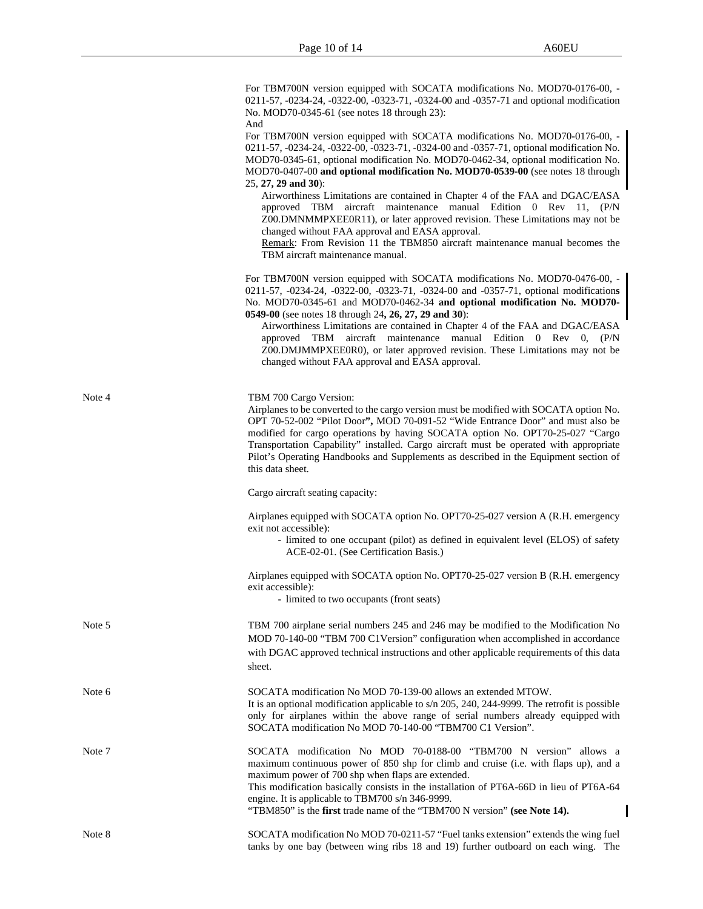For TBM700N version equipped with SOCATA modifications No. MOD70-0176-00, -0211-57, -0234-24, -0322-00, -0323-71, -0324-00 and -0357-71 and optional modification No. MOD70-0345-61 (see notes 18 through 23):

And

For TBM700N version equipped with SOCATA modifications No. MOD70-0176-00, -0211-57, -0234-24, -0322-00, -0323-71, -0324-00 and -0357-71, optional modification No. MOD70-0345-61, optional modification No. MOD70-0462-34, optional modification No. MOD70-0407-00 **and optional modification No. MOD70-0539-00** (see notes 18 through 25, **27, 29 and 30**):

Airworthiness Limitations are contained in Chapter 4 of the FAA and DGAC/EASA approved TBM aircraft maintenance manual Edition 0 Rev 11, (P/N Z00.DMNMMPXEE0R11), or later approved revision. These Limitations may not be changed without FAA approval and EASA approval.

Remark: From Revision 11 the TBM850 aircraft maintenance manual becomes the TBM aircraft maintenance manual.

For TBM700N version equipped with SOCATA modifications No. MOD70-0476-00, -0211-57, -0234-24, -0322-00, -0323-71, -0324-00 and -0357-71, optional modification**s** No. MOD70-0345-61 and MOD70-0462-34 **and optional modification No. MOD70-0549-00** (see notes 18 through 24**, 26, 27, 29 and 30**):

Airworthiness Limitations are contained in Chapter 4 of the FAA and DGAC/EASA approved TBM aircraft maintenance manual Edition 0 Rev 0, (P/N Z00.DMJMMPXEE0R0), or later approved revision. These Limitations may not be changed without FAA approval and EASA approval.

**Note 4**

TBM 700 Cargo Version:

Airplanes to be converted to the cargo version must be modified with SOCATA option No. OPT 70-52-002 "Pilot Door**",** MOD 70-091-52 "Wide Entrance Door" and must also be modified for cargo operations by having SOCATA option No. OPT70-25-027 "Cargo Transportation Capability" installed. Cargo aircraft must be operated with appropriate Pilot's Operating Handbooks and Supplements as described in the Equipment section of this data sheet.

Cargo aircraft seating capacity:

Airplanes equipped with SOCATA option No. OPT70-25-027 version A (R.H. emergency exit not accessible):

- limited to one occupant (pilot) as defined in equivalent level (ELOS) of safety ACE-02-01. (See Certification Basis.)

Airplanes equipped with SOCATA option No. OPT70-25-027 version B (R.H. emergency exit accessible):

- limited to two occupants (front seats)

**Note 5**

TBM 700 airplane serial numbers 245 and 246 may be modified to the Modification No MOD 70-140-00 "TBM 700 C1Version" configuration when accomplished in accordance with DGAC approved technical instructions and other applicable requirements of this data sheet.

**Note 6**

SOCATA modification No MOD 70-139-00 allows an extended MTOW.

It is an optional modification applicable to s/n 205, 240, 244-9999. The retrofit is possible only for airplanes within the above range of serial numbers already equipped with SOCATA modification No MOD 70-140-00 "TBM700 C1 Version".

**Note 7**

SOCATA modification No MOD 70-0188-00 "TBM700 N version" allows a maximum continuous power of 850 shp for climb and cruise (i.e. with flaps up), and a maximum power of 700 shp when flaps are extended.

This modification basically consists in the installation of PT6A-66D in lieu of PT6A-64 engine. It is applicable to TBM700 s/n 346-9999.

"TBM850" is the **first** trade name of the "TBM700 N version" **(see Note 14).**

**Note 8**

SOCATA modification No MOD 70-0211-57 "Fuel tanks extension" extends the wing fuel tanks by one bay (between wing ribs 18 and 19) further outboard on each wing. The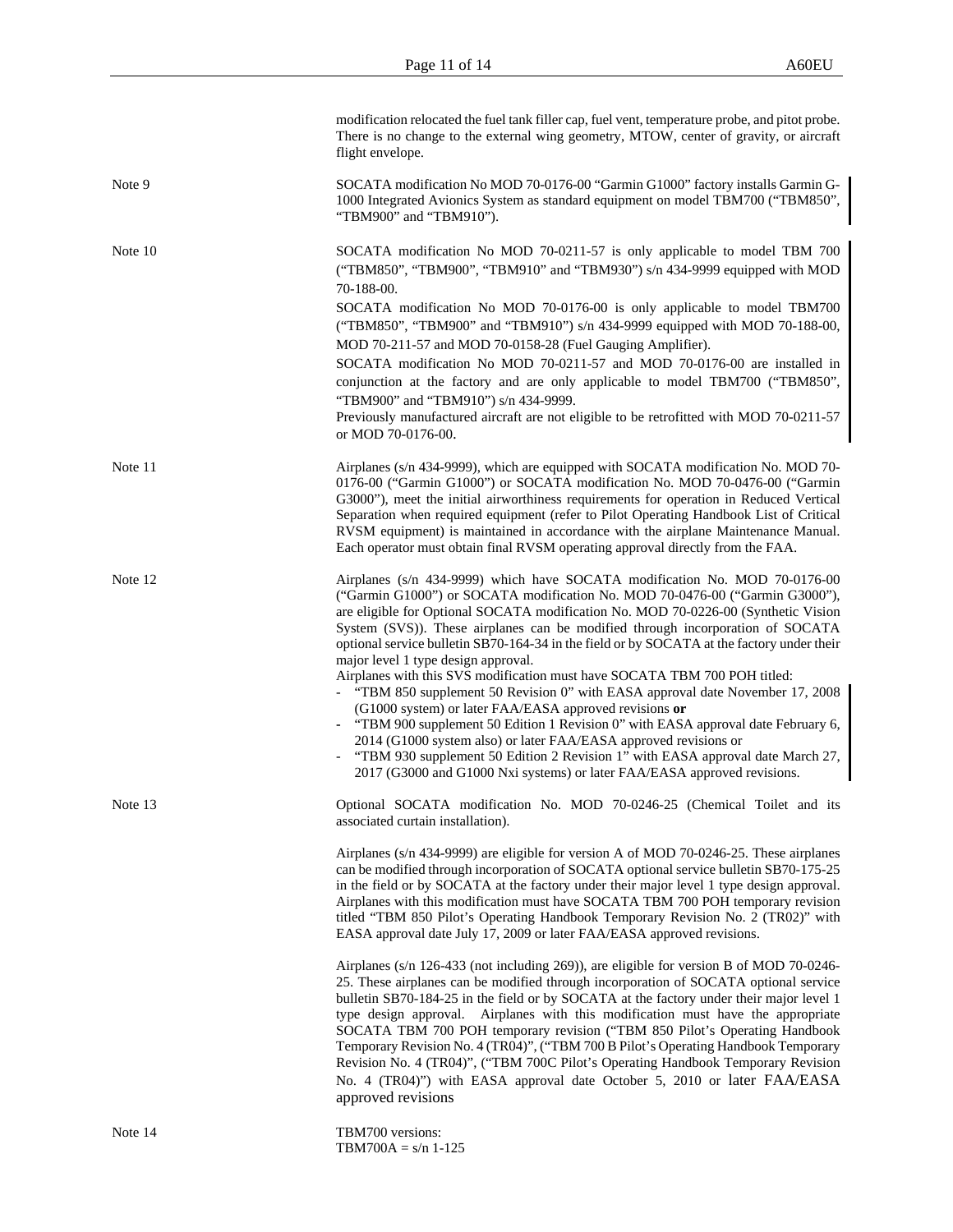modification relocated the fuel tank filler cap, fuel vent, temperature probe, and pitot probe. There is no change to the external wing geometry, MTOW, center of gravity, or aircraft flight envelope.

| | |
|---|---|
| Note 9 | SOCATA modification No MOD 70-0176-00 "Garmin G1000" factory installs Garmin G-1000 Integrated Avionics System as standard equipment on model TBM700 ("TBM850", "TBM900" and "TBM910"). |
| Note 10 | SOCATA modification No MOD 70-0211-57 is only applicable to model TBM 700 ("TBM850", "TBM900", "TBM910" and "TBM930") s/n 434-9999 equipped with MOD 70-188-00.<br>SOCATA modification No MOD 70-0176-00 is only applicable to model TBM700 ("TBM850", "TBM900" and "TBM910") s/n 434-9999 equipped with MOD 70-188-00, MOD 70-211-57 and MOD 70-0158-28 (Fuel Gauging Amplifier).<br>SOCATA modification No MOD 70-0211-57 and MOD 70-0176-00 are installed in conjunction at the factory and are only applicable to model TBM700 ("TBM850", "TBM900" and "TBM910") s/n 434-9999.<br>Previously manufactured aircraft are not eligible to be retrofitted with MOD 70-0211-57 or MOD 70-0176-00. |
| Note 11 | Airplanes (s/n 434-9999), which are equipped with SOCATA modification No. MOD 70-0176-00 ("Garmin G1000") or SOCATA modification No. MOD 70-0476-00 ("Garmin G3000"), meet the initial airworthiness requirements for operation in Reduced Vertical Separation when required equipment (refer to Pilot Operating Handbook List of Critical RVSM equipment) is maintained in accordance with the airplane Maintenance Manual. Each operator must obtain final RVSM operating approval directly from the FAA. |
| Note 12 | Airplanes (s/n 434-9999) which have SOCATA modification No. MOD 70-0176-00 ("Garmin G1000") or SOCATA modification No. MOD 70-0476-00 ("Garmin G3000"), are eligible for Optional SOCATA modification No. MOD 70-0226-00 (Synthetic Vision System (SVS)). These airplanes can be modified through incorporation of SOCATA optional service bulletin SB70-164-34 in the field or by SOCATA at the factory under their major level 1 type design approval.<br>Airplanes with this SVS modification must have SOCATA TBM 700 POH titled:<br>- "TBM 850 supplement 50 Revision 0" with EASA approval date November 17, 2008 (G1000 system) or later FAA/EASA approved revisions **or**<br>- "TBM 900 supplement 50 Edition 1 Revision 0" with EASA approval date February 6, 2014 (G1000 system also) or later FAA/EASA approved revisions or<br>- "TBM 930 supplement 50 Edition 2 Revision 1" with EASA approval date March 27, 2017 (G3000 and G1000 Nxi systems) or later FAA/EASA approved revisions. |
| Note 13 | Optional SOCATA modification No. MOD 70-0246-25 (Chemical Toilet and its associated curtain installation).<br><br>Airplanes (s/n 434-9999) are eligible for version A of MOD 70-0246-25. These airplanes can be modified through incorporation of SOCATA optional service bulletin SB70-175-25 in the field or by SOCATA at the factory under their major level 1 type design approval. Airplanes with this modification must have SOCATA TBM 700 POH temporary revision titled "TBM 850 Pilot's Operating Handbook Temporary Revision No. 2 (TR02)" with EASA approval date July 17, 2009 or later FAA/EASA approved revisions.<br><br>Airplanes (s/n 126-433 (not including 269)), are eligible for version B of MOD 70-0246-25. These airplanes can be modified through incorporation of SOCATA optional service bulletin SB70-184-25 in the field or by SOCATA at the factory under their major level 1 type design approval. Airplanes with this modification must have the appropriate SOCATA TBM 700 POH temporary revision ("TBM 850 Pilot's Operating Handbook Temporary Revision No. 4 (TR04)", ("TBM 700 B Pilot's Operating Handbook Temporary Revision No. 4 (TR04)", ("TBM 700C Pilot's Operating Handbook Temporary Revision No. 4 (TR04)") with EASA approval date October 5, 2010 or later FAA/EASA approved revisions |
| Note 14 | TBM700 versions:<br>TBM700A = s/n 1-125 |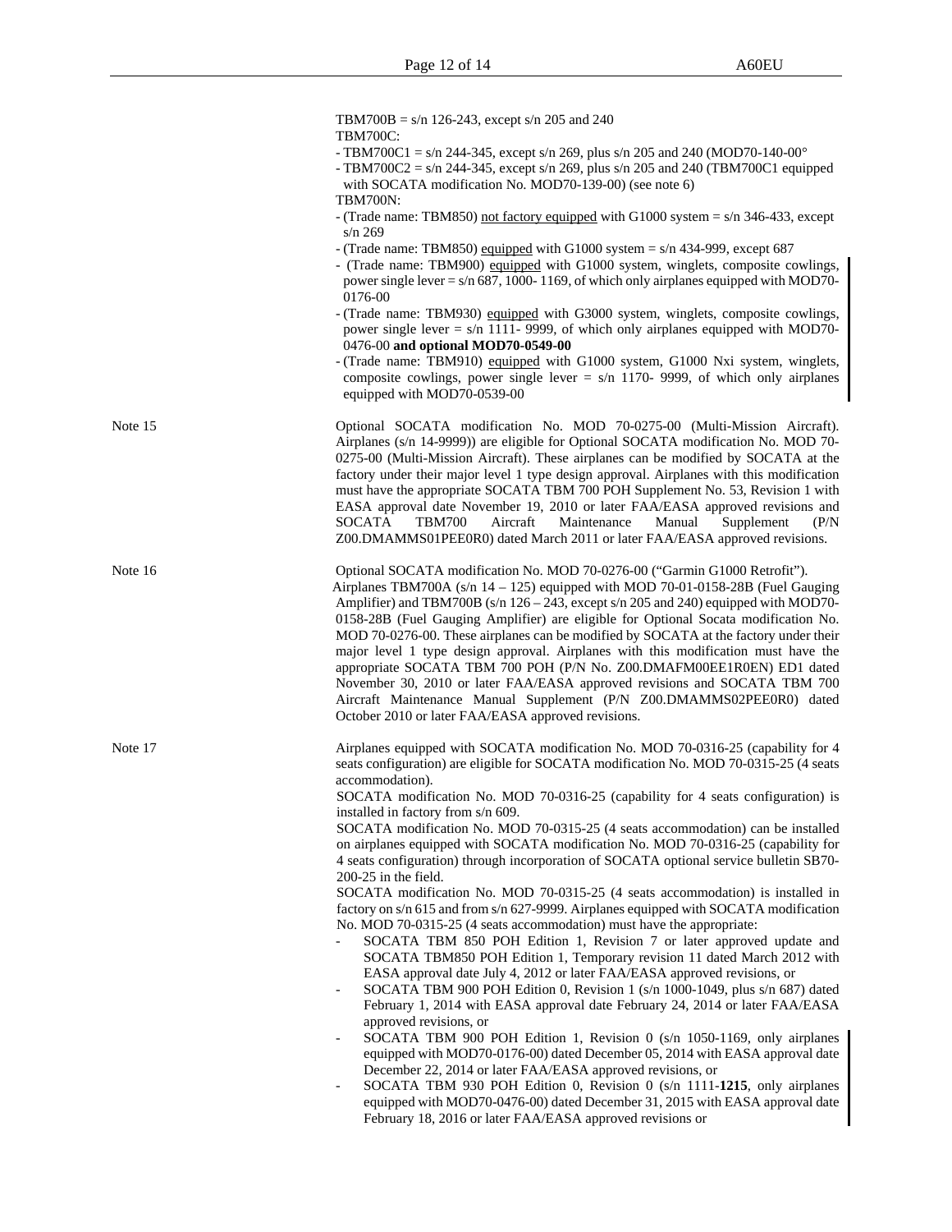TBM700B = s/n 126-243, except s/n 205 and 240

TBM700C:

- TBM700C1 = s/n 244-345, except s/n 269, plus s/n 205 and 240 (MOD70-140-00°
- TBM700C2 = s/n 244-345, except s/n 269, plus s/n 205 and 240 (TBM700C1 equipped with SOCATA modification No. MOD70-139-00) (see note 6)

TBM700N:

- (Trade name: TBM850) not factory equipped with G1000 system = s/n 346-433, except s/n 269
- (Trade name: TBM850) equipped with G1000 system = s/n 434-999, except 687
- (Trade name: TBM900) equipped with G1000 system, winglets, composite cowlings, power single lever = s/n 687, 1000- 1169, of which only airplanes equipped with MOD70-0176-00
- (Trade name: TBM930) equipped with G3000 system, winglets, composite cowlings, power single lever = s/n 1111- 9999, of which only airplanes equipped with MOD70-0476-00 **and optional MOD70-0549-00**
- (Trade name: TBM910) equipped with G1000 system, G1000 Nxi system, winglets, composite cowlings, power single lever = s/n 1170- 9999, of which only airplanes equipped with MOD70-0539-00

Note 15

Optional SOCATA modification No. MOD 70-0275-00 (Multi-Mission Aircraft). Airplanes (s/n 14-9999)) are eligible for Optional SOCATA modification No. MOD 70-0275-00 (Multi-Mission Aircraft). These airplanes can be modified by SOCATA at the factory under their major level 1 type design approval. Airplanes with this modification must have the appropriate SOCATA TBM 700 POH Supplement No. 53, Revision 1 with EASA approval date November 19, 2010 or later FAA/EASA approved revisions and SOCATA TBM700 Aircraft Maintenance Manual Supplement (P/N Z00.DMAMMS01PEE0R0) dated March 2011 or later FAA/EASA approved revisions.

Note 16

Optional SOCATA modification No. MOD 70-0276-00 ("Garmin G1000 Retrofit"). Airplanes TBM700A (s/n 14 – 125) equipped with MOD 70-01-0158-28B (Fuel Gauging Amplifier) and TBM700B (s/n 126 – 243, except s/n 205 and 240) equipped with MOD70-0158-28B (Fuel Gauging Amplifier) are eligible for Optional Socata modification No. MOD 70-0276-00. These airplanes can be modified by SOCATA at the factory under their major level 1 type design approval. Airplanes with this modification must have the appropriate SOCATA TBM 700 POH (P/N No. Z00.DMAFM00EE1R0EN) ED1 dated November 30, 2010 or later FAA/EASA approved revisions and SOCATA TBM 700 Aircraft Maintenance Manual Supplement (P/N Z00.DMAMMS02PEE0R0) dated October 2010 or later FAA/EASA approved revisions.

Note 17

Airplanes equipped with SOCATA modification No. MOD 70-0316-25 (capability for 4 seats configuration) are eligible for SOCATA modification No. MOD 70-0315-25 (4 seats accommodation).

SOCATA modification No. MOD 70-0316-25 (capability for 4 seats configuration) is installed in factory from s/n 609.

SOCATA modification No. MOD 70-0315-25 (4 seats accommodation) can be installed on airplanes equipped with SOCATA modification No. MOD 70-0316-25 (capability for 4 seats configuration) through incorporation of SOCATA optional service bulletin SB70-200-25 in the field.

SOCATA modification No. MOD 70-0315-25 (4 seats accommodation) is installed in factory on s/n 615 and from s/n 627-9999. Airplanes equipped with SOCATA modification No. MOD 70-0315-25 (4 seats accommodation) must have the appropriate:

- SOCATA TBM 850 POH Edition 1, Revision 7 or later approved update and SOCATA TBM850 POH Edition 1, Temporary revision 11 dated March 2012 with EASA approval date July 4, 2012 or later FAA/EASA approved revisions, or
- SOCATA TBM 900 POH Edition 0, Revision 1 (s/n 1000-1049, plus s/n 687) dated February 1, 2014 with EASA approval date February 24, 2014 or later FAA/EASA approved revisions, or
- SOCATA TBM 900 POH Edition 1, Revision 0 (s/n 1050-1169, only airplanes equipped with MOD70-0176-00) dated December 05, 2014 with EASA approval date December 22, 2014 or later FAA/EASA approved revisions, or
- SOCATA TBM 930 POH Edition 0, Revision 0 (s/n 1111-**1215**, only airplanes equipped with MOD70-0476-00) dated December 31, 2015 with EASA approval date February 18, 2016 or later FAA/EASA approved revisions or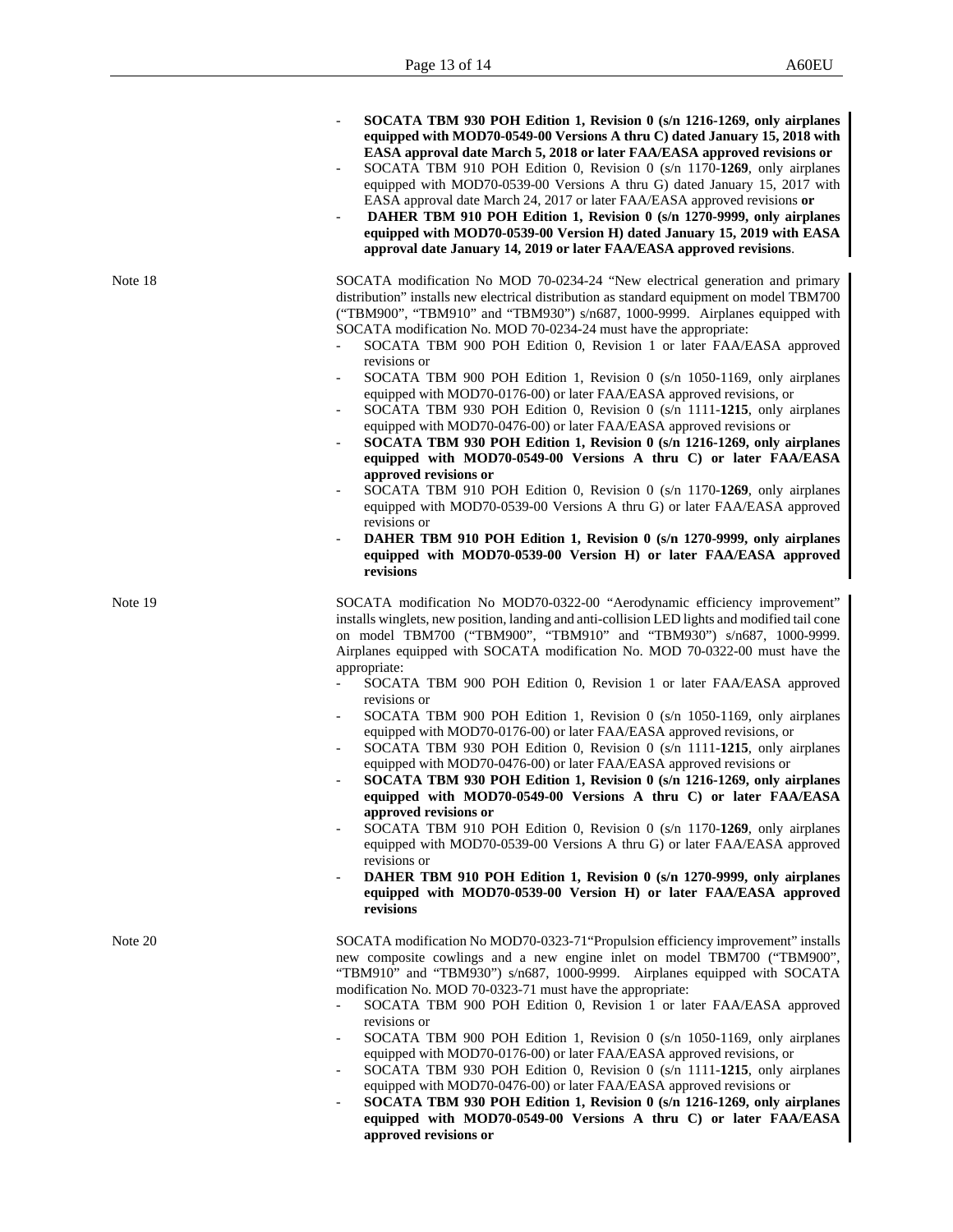- **SOCATA TBM 930 POH Edition 1, Revision 0 (s/n 1216-1269, only airplanes equipped with MOD70-0549-00 Versions A thru C) dated January 15, 2018 with EASA approval date March 5, 2018 or later FAA/EASA approved revisions or**
- SOCATA TBM 910 POH Edition 0, Revision 0 (s/n 1170-**1269**, only airplanes equipped with MOD70-0539-00 Versions A thru G) dated January 15, 2017 with EASA approval date March 24, 2017 or later FAA/EASA approved revisions **or**
- **DAHER TBM 910 POH Edition 1, Revision 0 (s/n 1270-9999, only airplanes equipped with MOD70-0539-00 Version H) dated January 15, 2019 with EASA approval date January 14, 2019 or later FAA/EASA approved revisions**.

Note 18

SOCATA modification No MOD 70-0234-24 "New electrical generation and primary distribution" installs new electrical distribution as standard equipment on model TBM700 ("TBM900", "TBM910" and "TBM930") s/n687, 1000-9999. Airplanes equipped with SOCATA modification No. MOD 70-0234-24 must have the appropriate:

- SOCATA TBM 900 POH Edition 0, Revision 1 or later FAA/EASA approved revisions or
- SOCATA TBM 900 POH Edition 1, Revision 0 (s/n 1050-1169, only airplanes equipped with MOD70-0176-00) or later FAA/EASA approved revisions, or
- SOCATA TBM 930 POH Edition 0, Revision 0 (s/n 1111-**1215**, only airplanes equipped with MOD70-0476-00) or later FAA/EASA approved revisions or
- **SOCATA TBM 930 POH Edition 1, Revision 0 (s/n 1216-1269, only airplanes equipped with MOD70-0549-00 Versions A thru C) or later FAA/EASA approved revisions or**
- SOCATA TBM 910 POH Edition 0, Revision 0 (s/n 1170-**1269**, only airplanes equipped with MOD70-0539-00 Versions A thru G) or later FAA/EASA approved revisions or
- **DAHER TBM 910 POH Edition 1, Revision 0 (s/n 1270-9999, only airplanes equipped with MOD70-0539-00 Version H) or later FAA/EASA approved revisions**

Note 19

SOCATA modification No MOD70-0322-00 "Aerodynamic efficiency improvement" installs winglets, new position, landing and anti-collision LED lights and modified tail cone on model TBM700 ("TBM900", "TBM910" and "TBM930") s/n687, 1000-9999. Airplanes equipped with SOCATA modification No. MOD 70-0322-00 must have the appropriate:

- SOCATA TBM 900 POH Edition 0, Revision 1 or later FAA/EASA approved revisions or
- SOCATA TBM 900 POH Edition 1, Revision 0 (s/n 1050-1169, only airplanes equipped with MOD70-0176-00) or later FAA/EASA approved revisions, or
- SOCATA TBM 930 POH Edition 0, Revision 0 (s/n 1111-**1215**, only airplanes equipped with MOD70-0476-00) or later FAA/EASA approved revisions or
- **SOCATA TBM 930 POH Edition 1, Revision 0 (s/n 1216-1269, only airplanes equipped with MOD70-0549-00 Versions A thru C) or later FAA/EASA approved revisions or**
- SOCATA TBM 910 POH Edition 0, Revision 0 (s/n 1170-**1269**, only airplanes equipped with MOD70-0539-00 Versions A thru G) or later FAA/EASA approved revisions or
- **DAHER TBM 910 POH Edition 1, Revision 0 (s/n 1270-9999, only airplanes equipped with MOD70-0539-00 Version H) or later FAA/EASA approved revisions**

Note 20

SOCATA modification No MOD70-0323-71"Propulsion efficiency improvement" installs new composite cowlings and a new engine inlet on model TBM700 ("TBM900", "TBM910" and "TBM930") s/n687, 1000-9999. Airplanes equipped with SOCATA modification No. MOD 70-0323-71 must have the appropriate:

- SOCATA TBM 900 POH Edition 0, Revision 1 or later FAA/EASA approved revisions or
- SOCATA TBM 900 POH Edition 1, Revision 0 (s/n 1050-1169, only airplanes equipped with MOD70-0176-00) or later FAA/EASA approved revisions, or
- SOCATA TBM 930 POH Edition 0, Revision 0 (s/n 1111-**1215**, only airplanes equipped with MOD70-0476-00) or later FAA/EASA approved revisions or
- **SOCATA TBM 930 POH Edition 1, Revision 0 (s/n 1216-1269, only airplanes equipped with MOD70-0549-00 Versions A thru C) or later FAA/EASA approved revisions or**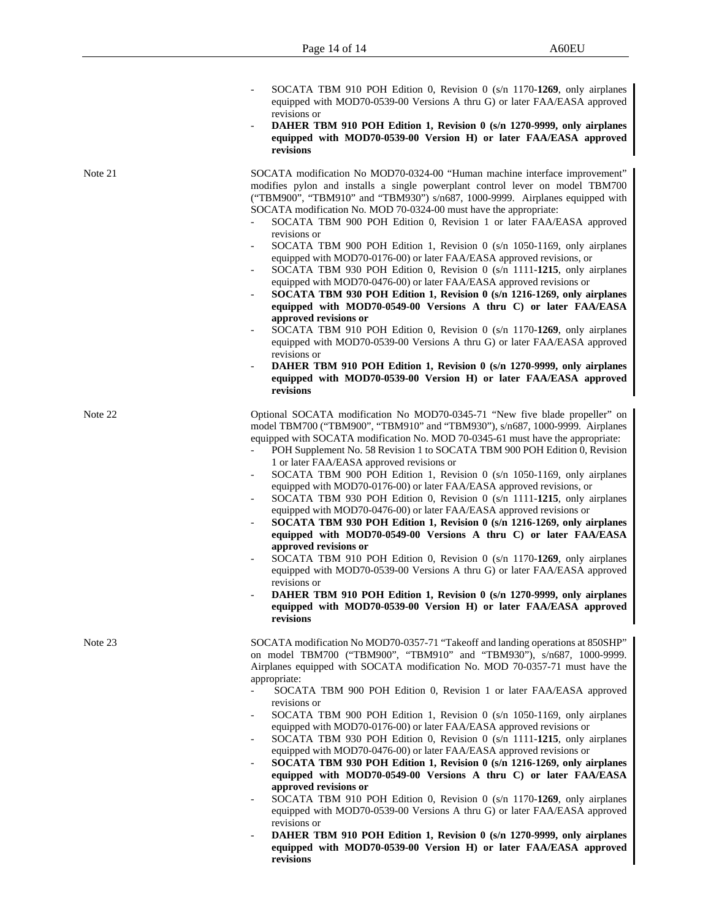- SOCATA TBM 910 POH Edition 0, Revision 0 (s/n 1170-**1269**, only airplanes equipped with MOD70-0539-00 Versions A thru G) or later FAA/EASA approved revisions or
- **DAHER TBM 910 POH Edition 1, Revision 0 (s/n 1270-9999, only airplanes equipped with MOD70-0539-00 Version H) or later FAA/EASA approved revisions**

Note 21

SOCATA modification No MOD70-0324-00 "Human machine interface improvement" modifies pylon and installs a single powerplant control lever on model TBM700 ("TBM900", "TBM910" and "TBM930") s/n687, 1000-9999. Airplanes equipped with SOCATA modification No. MOD 70-0324-00 must have the appropriate:

- SOCATA TBM 900 POH Edition 0, Revision 1 or later FAA/EASA approved revisions or
- SOCATA TBM 900 POH Edition 1, Revision 0 (s/n 1050-1169, only airplanes equipped with MOD70-0176-00) or later FAA/EASA approved revisions, or
- SOCATA TBM 930 POH Edition 0, Revision 0 (s/n 1111-**1215**, only airplanes equipped with MOD70-0476-00) or later FAA/EASA approved revisions or
- **SOCATA TBM 930 POH Edition 1, Revision 0 (s/n 1216-1269, only airplanes equipped with MOD70-0549-00 Versions A thru C) or later FAA/EASA approved revisions or**
- SOCATA TBM 910 POH Edition 0, Revision 0 (s/n 1170-**1269**, only airplanes equipped with MOD70-0539-00 Versions A thru G) or later FAA/EASA approved revisions or
- **DAHER TBM 910 POH Edition 1, Revision 0 (s/n 1270-9999, only airplanes equipped with MOD70-0539-00 Version H) or later FAA/EASA approved revisions**

Note 22

Optional SOCATA modification No MOD70-0345-71 "New five blade propeller" on model TBM700 ("TBM900", "TBM910" and "TBM930"), s/n687, 1000-9999. Airplanes equipped with SOCATA modification No. MOD 70-0345-61 must have the appropriate:

- POH Supplement No. 58 Revision 1 to SOCATA TBM 900 POH Edition 0, Revision 1 or later FAA/EASA approved revisions or
- SOCATA TBM 900 POH Edition 1, Revision 0 (s/n 1050-1169, only airplanes equipped with MOD70-0176-00) or later FAA/EASA approved revisions, or
- SOCATA TBM 930 POH Edition 0, Revision 0 (s/n 1111-**1215**, only airplanes equipped with MOD70-0476-00) or later FAA/EASA approved revisions or
- **SOCATA TBM 930 POH Edition 1, Revision 0 (s/n 1216-1269, only airplanes equipped with MOD70-0549-00 Versions A thru C) or later FAA/EASA approved revisions or**
- SOCATA TBM 910 POH Edition 0, Revision 0 (s/n 1170-**1269**, only airplanes equipped with MOD70-0539-00 Versions A thru G) or later FAA/EASA approved revisions or
- **DAHER TBM 910 POH Edition 1, Revision 0 (s/n 1270-9999, only airplanes equipped with MOD70-0539-00 Version H) or later FAA/EASA approved revisions**

Note 23

SOCATA modification No MOD70-0357-71 "Takeoff and landing operations at 850SHP" on model TBM700 ("TBM900", "TBM910" and "TBM930"), s/n687, 1000-9999. Airplanes equipped with SOCATA modification No. MOD 70-0357-71 must have the appropriate:

- SOCATA TBM 900 POH Edition 0, Revision 1 or later FAA/EASA approved revisions or
- SOCATA TBM 900 POH Edition 1, Revision 0 (s/n 1050-1169, only airplanes equipped with MOD70-0176-00) or later FAA/EASA approved revisions or
- SOCATA TBM 930 POH Edition 0, Revision 0 (s/n 1111-**1215**, only airplanes equipped with MOD70-0476-00) or later FAA/EASA approved revisions or
- **SOCATA TBM 930 POH Edition 1, Revision 0 (s/n 1216-1269, only airplanes equipped with MOD70-0549-00 Versions A thru C) or later FAA/EASA approved revisions or**
- SOCATA TBM 910 POH Edition 0, Revision 0 (s/n 1170-**1269**, only airplanes equipped with MOD70-0539-00 Versions A thru G) or later FAA/EASA approved revisions or
- **DAHER TBM 910 POH Edition 1, Revision 0 (s/n 1270-9999, only airplanes equipped with MOD70-0539-00 Version H) or later FAA/EASA approved revisions**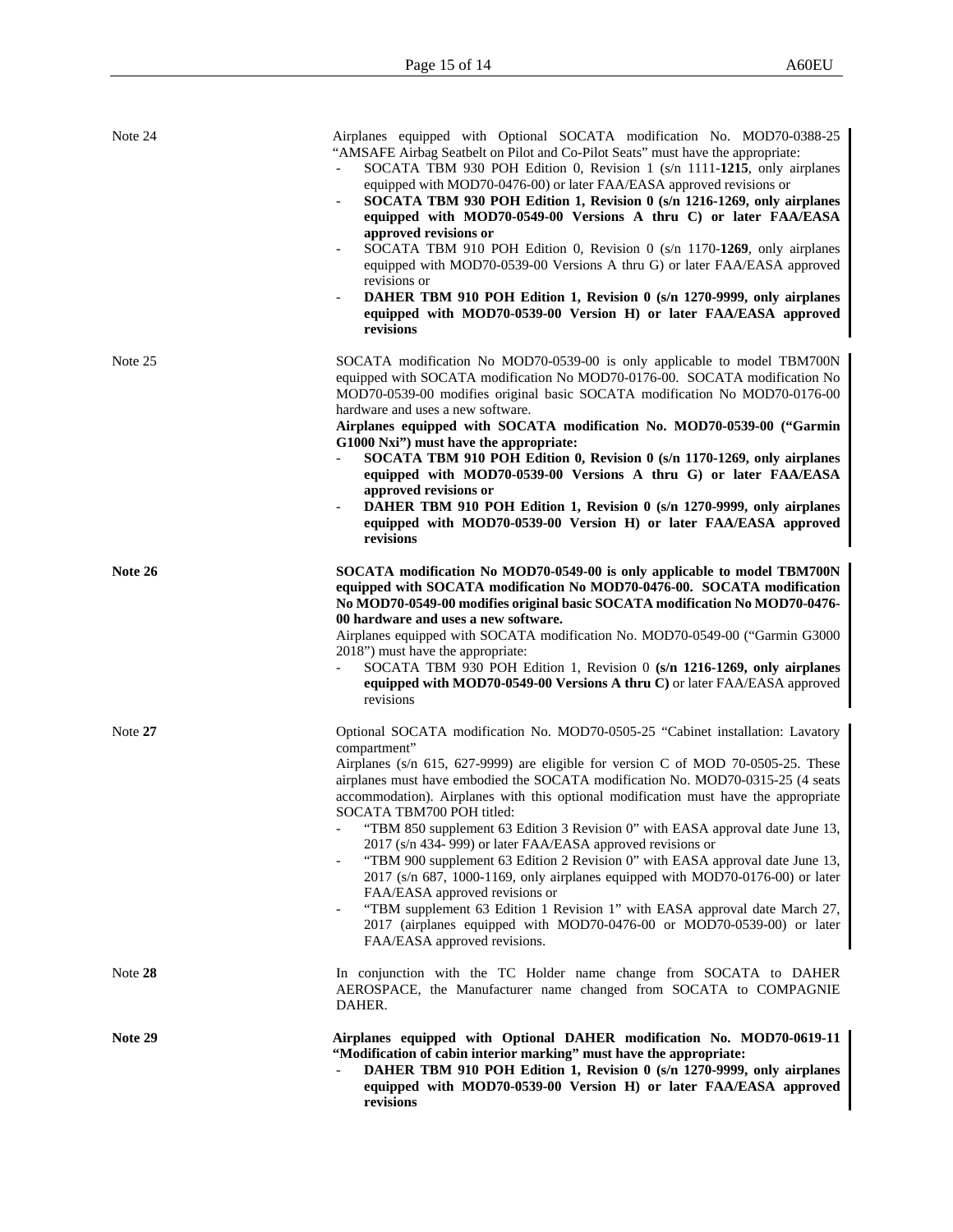Note 24

Airplanes equipped with Optional SOCATA modification No. MOD70-0388-25 "AMSAFE Airbag Seatbelt on Pilot and Co-Pilot Seats" must have the appropriate:

- SOCATA TBM 930 POH Edition 0, Revision 1 (s/n 1111-**1215**, only airplanes equipped with MOD70-0476-00) or later FAA/EASA approved revisions or
- **SOCATA TBM 930 POH Edition 1, Revision 0 (s/n 1216-1269, only airplanes equipped with MOD70-0549-00 Versions A thru C) or later FAA/EASA approved revisions or**
- SOCATA TBM 910 POH Edition 0, Revision 0 (s/n 1170-**1269**, only airplanes equipped with MOD70-0539-00 Versions A thru G) or later FAA/EASA approved revisions or
- **DAHER TBM 910 POH Edition 1, Revision 0 (s/n 1270-9999, only airplanes equipped with MOD70-0539-00 Version H) or later FAA/EASA approved revisions**

Note 25

SOCATA modification No MOD70-0539-00 is only applicable to model TBM700N equipped with SOCATA modification No MOD70-0176-00. SOCATA modification No MOD70-0539-00 modifies original basic SOCATA modification No MOD70-0176-00 hardware and uses a new software.

**Airplanes equipped with SOCATA modification No. MOD70-0539-00 ("Garmin G1000 Nxi") must have the appropriate:**

- **SOCATA TBM 910 POH Edition 0, Revision 0 (s/n 1170-1269, only airplanes equipped with MOD70-0539-00 Versions A thru G) or later FAA/EASA approved revisions or**
- **DAHER TBM 910 POH Edition 1, Revision 0 (s/n 1270-9999, only airplanes equipped with MOD70-0539-00 Version H) or later FAA/EASA approved revisions**

**Note 26**

**SOCATA modification No MOD70-0549-00 is only applicable to model TBM700N equipped with SOCATA modification No MOD70-0476-00. SOCATA modification No MOD70-0549-00 modifies original basic SOCATA modification No MOD70-0476-00 hardware and uses a new software.**

Airplanes equipped with SOCATA modification No. MOD70-0549-00 ("Garmin G3000 2018") must have the appropriate:

- SOCATA TBM 930 POH Edition 1, Revision 0 **(s/n 1216-1269, only airplanes equipped with MOD70-0549-00 Versions A thru C)** or later FAA/EASA approved revisions

Note **27**

Optional SOCATA modification No. MOD70-0505-25 "Cabinet installation: Lavatory compartment"

Airplanes (s/n 615, 627-9999) are eligible for version C of MOD 70-0505-25. These airplanes must have embodied the SOCATA modification No. MOD70-0315-25 (4 seats accommodation). Airplanes with this optional modification must have the appropriate SOCATA TBM700 POH titled:

- "TBM 850 supplement 63 Edition 3 Revision 0" with EASA approval date June 13, 2017 (s/n 434- 999) or later FAA/EASA approved revisions or
- "TBM 900 supplement 63 Edition 2 Revision 0" with EASA approval date June 13, 2017 (s/n 687, 1000-1169, only airplanes equipped with MOD70-0176-00) or later FAA/EASA approved revisions or
- "TBM supplement 63 Edition 1 Revision 1" with EASA approval date March 27, 2017 (airplanes equipped with MOD70-0476-00 or MOD70-0539-00) or later FAA/EASA approved revisions.

Note **28**

In conjunction with the TC Holder name change from SOCATA to DAHER AEROSPACE, the Manufacturer name changed from SOCATA to COMPAGNIE DAHER.

**Note 29**

**Airplanes equipped with Optional DAHER modification No. MOD70-0619-11 "Modification of cabin interior marking" must have the appropriate:**

- **DAHER TBM 910 POH Edition 1, Revision 0 (s/n 1270-9999, only airplanes equipped with MOD70-0539-00 Version H) or later FAA/EASA approved revisions**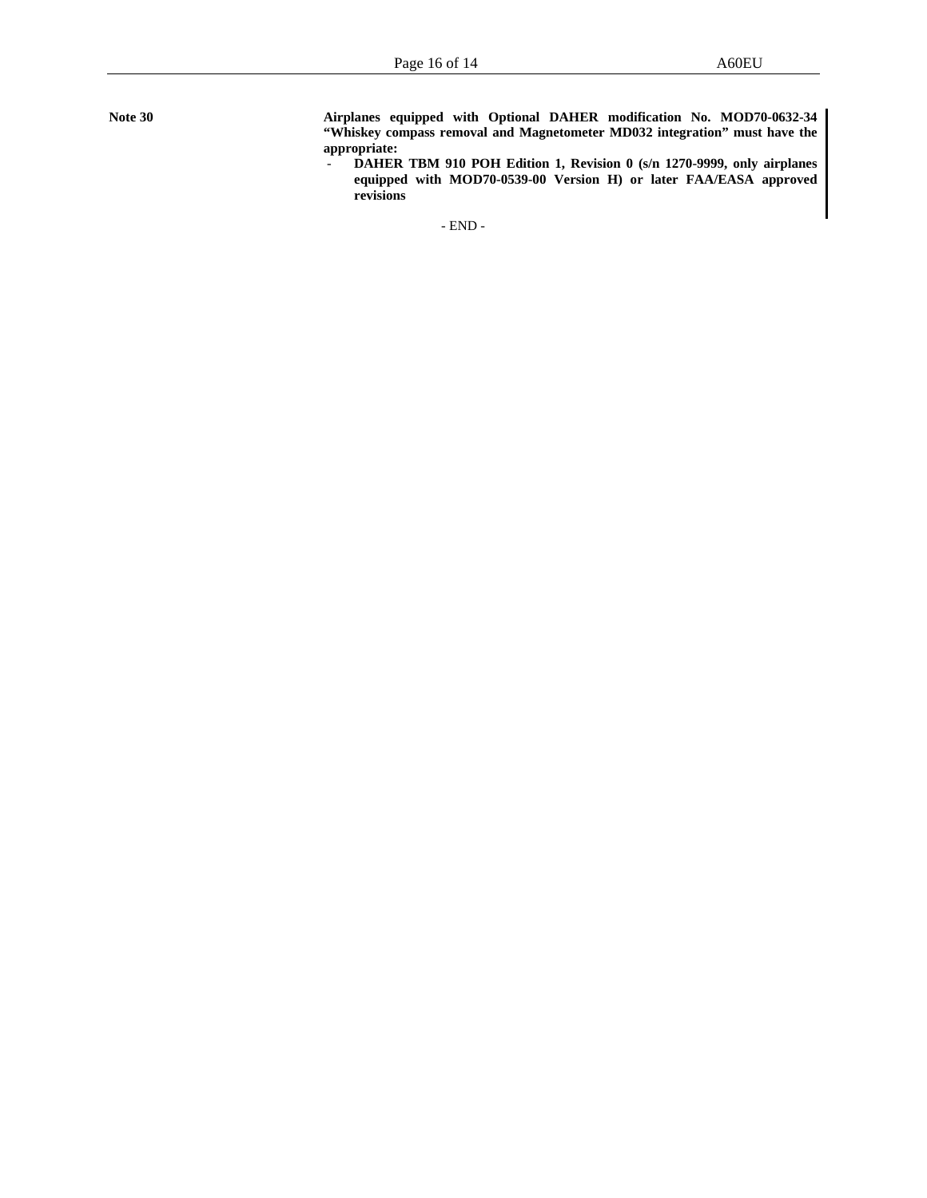**Note 30**

**Airplanes equipped with Optional DAHER modification No. MOD70-0632-34 "Whiskey compass removal and Magnetometer MD032 integration" must have the appropriate:**

- **DAHER TBM 910 POH Edition 1, Revision 0 (s/n 1270-9999, only airplanes equipped with MOD70-0539-00 Version H) or later FAA/EASA approved revisions**

- END -